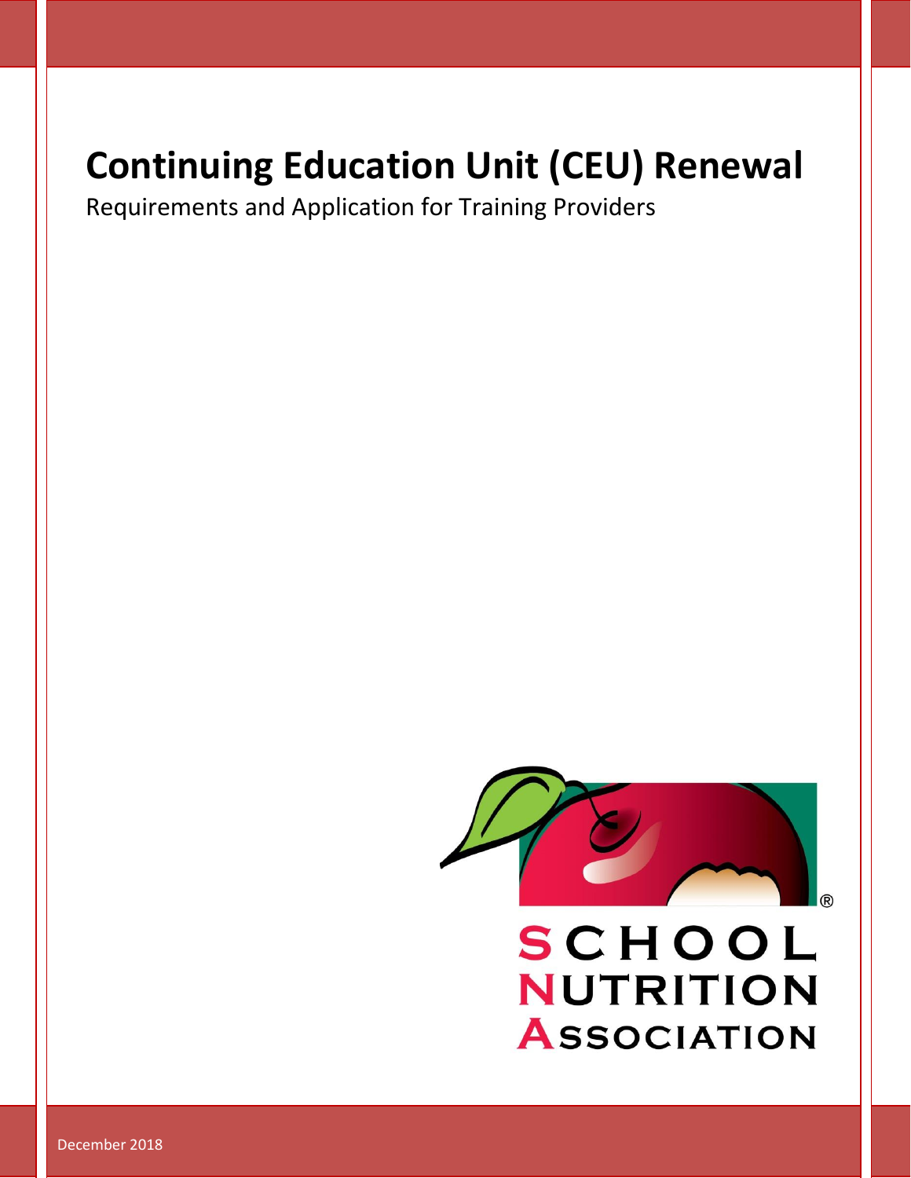# Continuing Education Unit (CEU) Renewal

Requirements and Application for Training Providers

SCHOOL NUTRITION ASSOCIATION

December 2018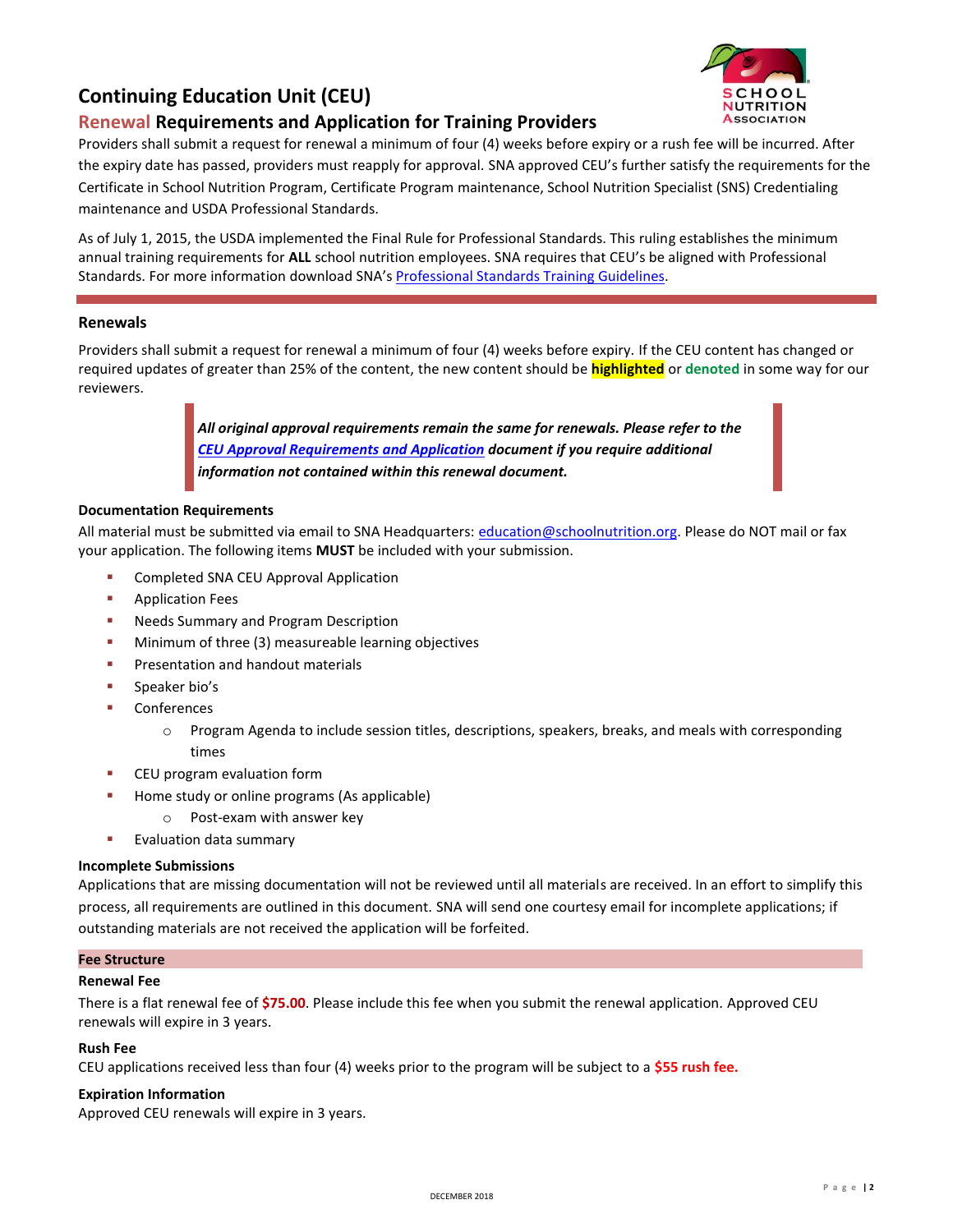# Continuing Education Unit (CEU)

## Renewal Requirements and Application for Training Providers

Providers shall submit a request for renewal a minimum of four (4) weeks before expiry or a rush fee will be incurred. After the expiry date has passed, providers must reapply for approval. SNA approved CEU's further satisfy the requirements for the Certificate in School Nutrition Program, Certificate Program maintenance, School Nutrition Specialist (SNS) Credentialing maintenance and USDA Professional Standards.

As of July 1, 2015, the USDA implemented the Final Rule for Professional Standards. This ruling establishes the minimum annual training requirements for **ALL** school nutrition employees. SNA requires that CEU's be aligned with Professional Standards. For more information download SNA's Professional Standards Training Guidelines.

### Renewals

Providers shall submit a request for renewal a minimum of four (4) weeks before expiry. If the CEU content has changed or required updates of greater than 25% of the content, the new content should be **highlighted** or **denoted** in some way for our reviewers.

> ***All original approval requirements remain the same for renewals. Please refer to the CEU Approval Requirements and Application document if you require additional information not contained within this renewal document.***

### Documentation Requirements

All material must be submitted via email to SNA Headquarters: education@schoolnutrition.org. Please do NOT mail or fax your application. The following items **MUST** be included with your submission.

- Completed SNA CEU Approval Application
- Application Fees
- Needs Summary and Program Description
- Minimum of three (3) measureable learning objectives
- Presentation and handout materials
- Speaker bio's
- Conferences
  - Program Agenda to include session titles, descriptions, speakers, breaks, and meals with corresponding times
- CEU program evaluation form
- Home study or online programs (As applicable)
  - Post-exam with answer key
- Evaluation data summary

### Incomplete Submissions

Applications that are missing documentation will not be reviewed until all materials are received. In an effort to simplify this process, all requirements are outlined in this document. SNA will send one courtesy email for incomplete applications; if outstanding materials are not received the application will be forfeited.

### Fee Structure

#### Renewal Fee

There is a flat renewal fee of **$75.00**. Please include this fee when you submit the renewal application. Approved CEU renewals will expire in 3 years.

#### Rush Fee

CEU applications received less than four (4) weeks prior to the program will be subject to a **$55 rush fee.**

#### Expiration Information

Approved CEU renewals will expire in 3 years.

DECEMBER 2018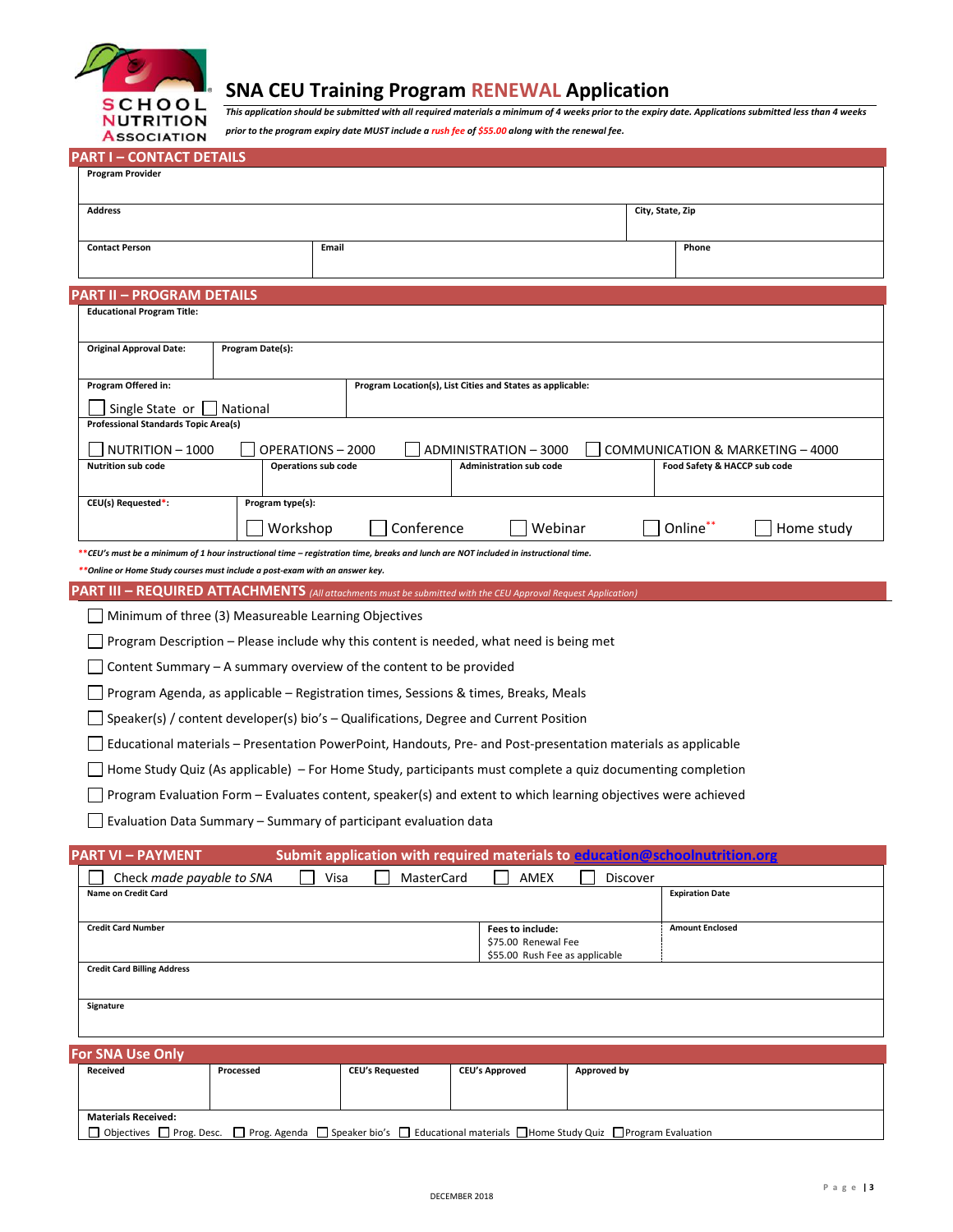# SNA CEU Training Program RENEWAL Application

*This application should be submitted with all required materials a minimum of 4 weeks prior to the expiry date. Applications submitted less than 4 weeks prior to the program expiry date MUST include a rush fee of $55.00 along with the renewal fee.*

## PART I – CONTACT DETAILS

| | | |
|---|---|---|
| **Program Provider** | | |
| **Address** | | **City, State, Zip** |
| **Contact Person** | **Email** | **Phone** |

## PART II – PROGRAM DETAILS

**Educational Program Title:**

| | |
|---|---|
| **Original Approval Date:** | **Program Date(s):** |

**Program Offered in:** ☐ Single State or ☐ National

**Program Location(s), List Cities and States as applicable:**

**Professional Standards Topic Area(s)**

☐ NUTRITION – 1000 ☐ OPERATIONS – 2000 ☐ ADMINISTRATION – 3000 ☐ COMMUNICATION & MARKETING – 4000

| | | | |
|---|---|---|---|
| **Nutrition sub code** | **Operations sub code** | **Administration sub code** | **Food Safety & HACCP sub code** |

**CEU(s) Requested**\*:

**Program type(s):** ☐ Workshop ☐ Conference ☐ Webinar ☐ Online\*\* ☐ Home study

*\*\*CEU's must be a minimum of 1 hour instructional time – registration time, breaks and lunch are NOT included in instructional time.*

*\*\*Online or Home Study courses must include a post-exam with an answer key.*

## PART III – REQUIRED ATTACHMENTS *(All attachments must be submitted with the CEU Approval Request Application)*

- ☐ Minimum of three (3) Measureable Learning Objectives
- ☐ Program Description – Please include why this content is needed, what need is being met
- ☐ Content Summary – A summary overview of the content to be provided
- ☐ Program Agenda, as applicable – Registration times, Sessions & times, Breaks, Meals
- ☐ Speaker(s) / content developer(s) bio's – Qualifications, Degree and Current Position
- ☐ Educational materials – Presentation PowerPoint, Handouts, Pre- and Post-presentation materials as applicable
- ☐ Home Study Quiz (As applicable) – For Home Study, participants must complete a quiz documenting completion
- ☐ Program Evaluation Form – Evaluates content, speaker(s) and extent to which learning objectives were achieved
- ☐ Evaluation Data Summary – Summary of participant evaluation data

## PART VI – PAYMENT

**Submit application with required materials to education@schoolnutrition.org**

☐ Check *made payable to SNA* ☐ Visa ☐ MasterCard ☐ AMEX ☐ Discover

| | | |
|---|---|---|
| **Name on Credit Card** | | **Expiration Date** |
| **Credit Card Number** | **Fees to include:** $75.00 Renewal Fee; $55.00 Rush Fee as applicable | **Amount Enclosed** |
| **Credit Card Billing Address** | | |
| **Signature** | | |

## For SNA Use Only

| Received | Processed | CEU's Requested | CEU's Approved | Approved by |
|---|---|---|---|---|
| | | | | |

**Materials Received:**

☐ Objectives ☐ Prog. Desc. ☐ Prog. Agenda ☐ Speaker bio's ☐ Educational materials ☐ Home Study Quiz ☐ Program Evaluation

DECEMBER 2018